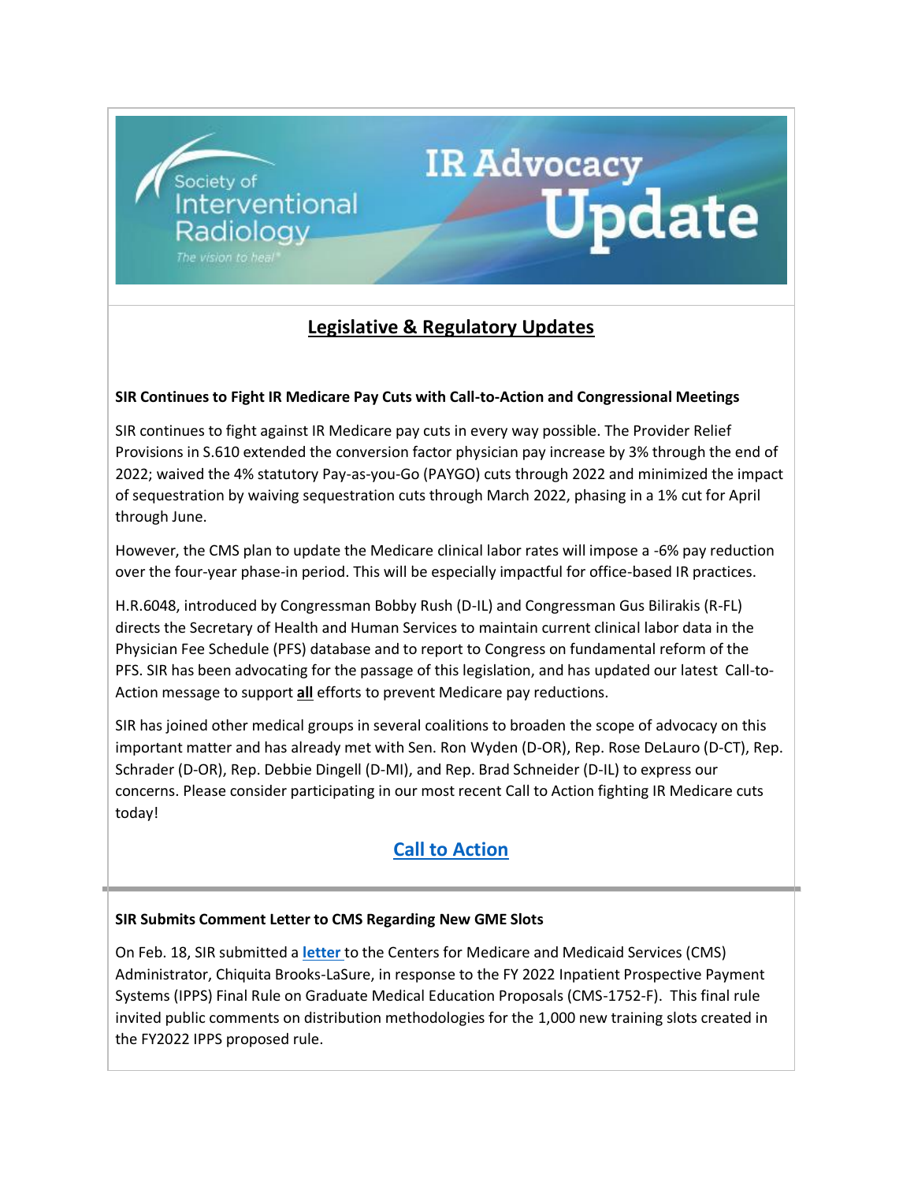Society of Interventional Radiology

*The vision to heal®*

# IR Advocacy Update

## Legislative & Regulatory Updates

**SIR Continues to Fight IR Medicare Pay Cuts with Call-to-Action and Congressional Meetings**

SIR continues to fight against IR Medicare pay cuts in every way possible. The Provider Relief Provisions in S.610 extended the conversion factor physician pay increase by 3% through the end of 2022; waived the 4% statutory Pay-as-you-Go (PAYGO) cuts through 2022 and minimized the impact of sequestration by waiving sequestration cuts through March 2022, phasing in a 1% cut for April through June.

However, the CMS plan to update the Medicare clinical labor rates will impose a -6% pay reduction over the four-year phase-in period. This will be especially impactful for office-based IR practices.

H.R.6048, introduced by Congressman Bobby Rush (D-IL) and Congressman Gus Bilirakis (R-FL) directs the Secretary of Health and Human Services to maintain current clinical labor data in the Physician Fee Schedule (PFS) database and to report to Congress on fundamental reform of the PFS. SIR has been advocating for the passage of this legislation, and has updated our latest Call-to-Action message to support **all** efforts to prevent Medicare pay reductions.

SIR has joined other medical groups in several coalitions to broaden the scope of advocacy on this important matter and has already met with Sen. Ron Wyden (D-OR), Rep. Rose DeLauro (D-CT), Rep. Schrader (D-OR), Rep. Debbie Dingell (D-MI), and Rep. Brad Schneider (D-IL) to express our concerns. Please consider participating in our most recent Call to Action fighting IR Medicare cuts today!

**Call to Action**

---

**SIR Submits Comment Letter to CMS Regarding New GME Slots**

On Feb. 18, SIR submitted a **letter** to the Centers for Medicare and Medicaid Services (CMS) Administrator, Chiquita Brooks-LaSure, in response to the FY 2022 Inpatient Prospective Payment Systems (IPPS) Final Rule on Graduate Medical Education Proposals (CMS-1752-F). This final rule invited public comments on distribution methodologies for the 1,000 new training slots created in the FY2022 IPPS proposed rule.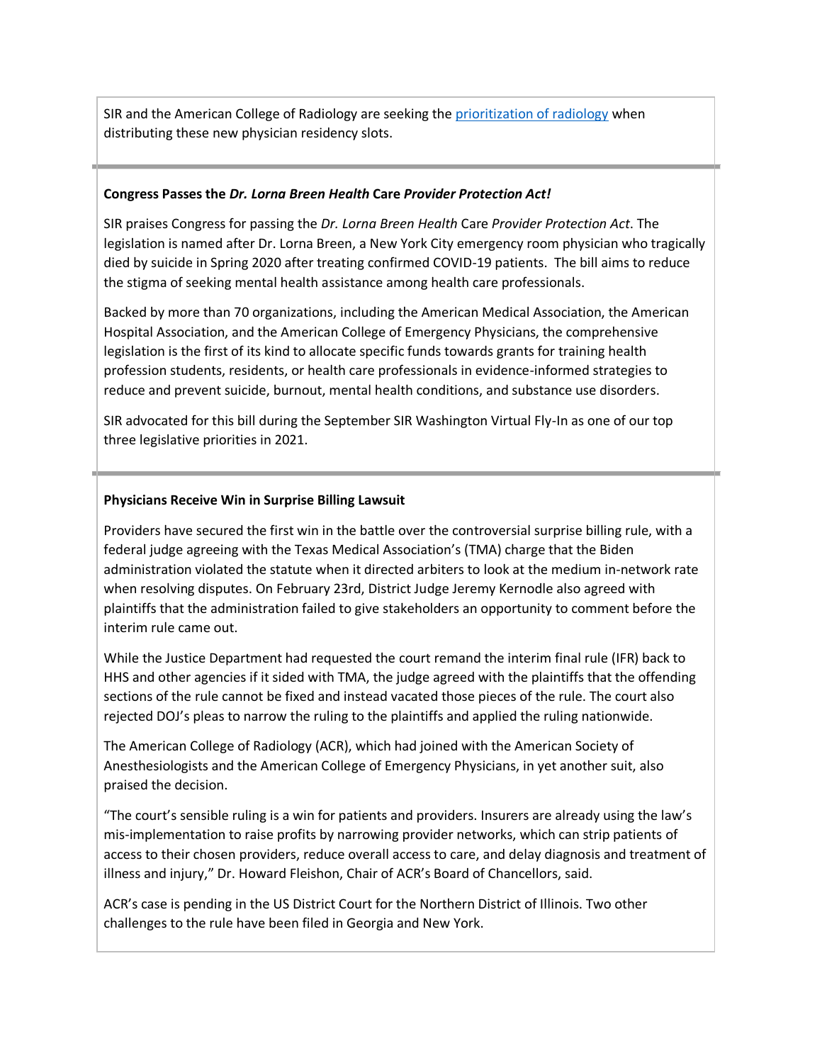SIR and the American College of Radiology are seeking the [prioritization of radiology]() when distributing these new physician residency slots.

---

**Congress Passes the *Dr. Lorna Breen Health* Care *Provider Protection Act!***

SIR praises Congress for passing the *Dr. Lorna Breen Health* Care *Provider Protection Act*. The legislation is named after Dr. Lorna Breen, a New York City emergency room physician who tragically died by suicide in Spring 2020 after treating confirmed COVID-19 patients. The bill aims to reduce the stigma of seeking mental health assistance among health care professionals.

Backed by more than 70 organizations, including the American Medical Association, the American Hospital Association, and the American College of Emergency Physicians, the comprehensive legislation is the first of its kind to allocate specific funds towards grants for training health profession students, residents, or health care professionals in evidence-informed strategies to reduce and prevent suicide, burnout, mental health conditions, and substance use disorders.

SIR advocated for this bill during the September SIR Washington Virtual Fly-In as one of our top three legislative priorities in 2021.

---

**Physicians Receive Win in Surprise Billing Lawsuit**

Providers have secured the first win in the battle over the controversial surprise billing rule, with a federal judge agreeing with the Texas Medical Association's (TMA) charge that the Biden administration violated the statute when it directed arbiters to look at the medium in-network rate when resolving disputes. On February 23rd, District Judge Jeremy Kernodle also agreed with plaintiffs that the administration failed to give stakeholders an opportunity to comment before the interim rule came out.

While the Justice Department had requested the court remand the interim final rule (IFR) back to HHS and other agencies if it sided with TMA, the judge agreed with the plaintiffs that the offending sections of the rule cannot be fixed and instead vacated those pieces of the rule. The court also rejected DOJ's pleas to narrow the ruling to the plaintiffs and applied the ruling nationwide.

The American College of Radiology (ACR), which had joined with the American Society of Anesthesiologists and the American College of Emergency Physicians, in yet another suit, also praised the decision.

"The court's sensible ruling is a win for patients and providers. Insurers are already using the law's mis-implementation to raise profits by narrowing provider networks, which can strip patients of access to their chosen providers, reduce overall access to care, and delay diagnosis and treatment of illness and injury," Dr. Howard Fleishon, Chair of ACR's Board of Chancellors, said.

ACR's case is pending in the US District Court for the Northern District of Illinois. Two other challenges to the rule have been filed in Georgia and New York.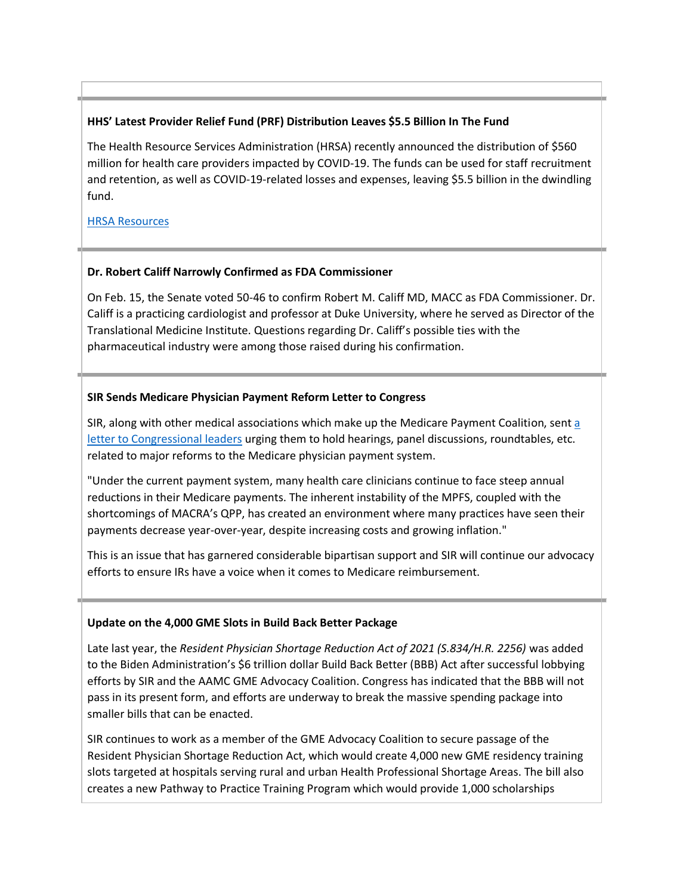### HHS' Latest Provider Relief Fund (PRF) Distribution Leaves $5.5 Billion In The Fund

The Health Resource Services Administration (HRSA) recently announced the distribution of $560 million for health care providers impacted by COVID-19. The funds can be used for staff recruitment and retention, as well as COVID-19-related losses and expenses, leaving $5.5 billion in the dwindling fund.

HRSA Resources

### Dr. Robert Califf Narrowly Confirmed as FDA Commissioner

On Feb. 15, the Senate voted 50-46 to confirm Robert M. Califf MD, MACC as FDA Commissioner. Dr. Califf is a practicing cardiologist and professor at Duke University, where he served as Director of the Translational Medicine Institute. Questions regarding Dr. Califf's possible ties with the pharmaceutical industry were among those raised during his confirmation.

### SIR Sends Medicare Physician Payment Reform Letter to Congress

SIR, along with other medical associations which make up the Medicare Payment Coalition, sent a letter to Congressional leaders urging them to hold hearings, panel discussions, roundtables, etc. related to major reforms to the Medicare physician payment system.

"Under the current payment system, many health care clinicians continue to face steep annual reductions in their Medicare payments. The inherent instability of the MPFS, coupled with the shortcomings of MACRA's QPP, has created an environment where many practices have seen their payments decrease year-over-year, despite increasing costs and growing inflation."

This is an issue that has garnered considerable bipartisan support and SIR will continue our advocacy efforts to ensure IRs have a voice when it comes to Medicare reimbursement.

### Update on the 4,000 GME Slots in Build Back Better Package

Late last year, the *Resident Physician Shortage Reduction Act of 2021 (S.834/H.R. 2256)* was added to the Biden Administration's $6 trillion dollar Build Back Better (BBB) Act after successful lobbying efforts by SIR and the AAMC GME Advocacy Coalition. Congress has indicated that the BBB will not pass in its present form, and efforts are underway to break the massive spending package into smaller bills that can be enacted.

SIR continues to work as a member of the GME Advocacy Coalition to secure passage of the Resident Physician Shortage Reduction Act, which would create 4,000 new GME residency training slots targeted at hospitals serving rural and urban Health Professional Shortage Areas. The bill also creates a new Pathway to Practice Training Program which would provide 1,000 scholarships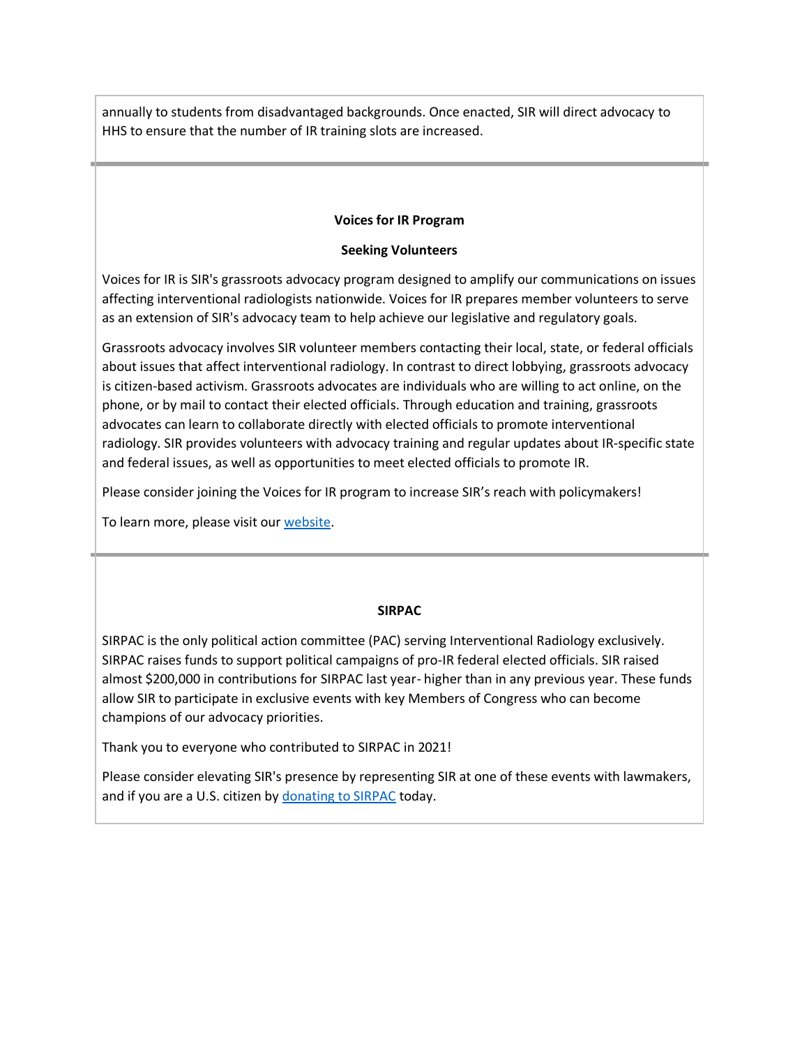annually to students from disadvantaged backgrounds. Once enacted, SIR will direct advocacy to HHS to ensure that the number of IR training slots are increased.

---

**Voices for IR Program**

**Seeking Volunteers**

Voices for IR is SIR's grassroots advocacy program designed to amplify our communications on issues affecting interventional radiologists nationwide. Voices for IR prepares member volunteers to serve as an extension of SIR's advocacy team to help achieve our legislative and regulatory goals.

Grassroots advocacy involves SIR volunteer members contacting their local, state, or federal officials about issues that affect interventional radiology. In contrast to direct lobbying, grassroots advocacy is citizen-based activism. Grassroots advocates are individuals who are willing to act online, on the phone, or by mail to contact their elected officials. Through education and training, grassroots advocates can learn to collaborate directly with elected officials to promote interventional radiology. SIR provides volunteers with advocacy training and regular updates about IR-specific state and federal issues, as well as opportunities to meet elected officials to promote IR.

Please consider joining the Voices for IR program to increase SIR's reach with policymakers!

To learn more, please visit our website.

---

**SIRPAC**

SIRPAC is the only political action committee (PAC) serving Interventional Radiology exclusively. SIRPAC raises funds to support political campaigns of pro-IR federal elected officials. SIR raised almost $200,000 in contributions for SIRPAC last year- higher than in any previous year. These funds allow SIR to participate in exclusive events with key Members of Congress who can become champions of our advocacy priorities.

Thank you to everyone who contributed to SIRPAC in 2021!

Please consider elevating SIR's presence by representing SIR at one of these events with lawmakers, and if you are a U.S. citizen by donating to SIRPAC today.